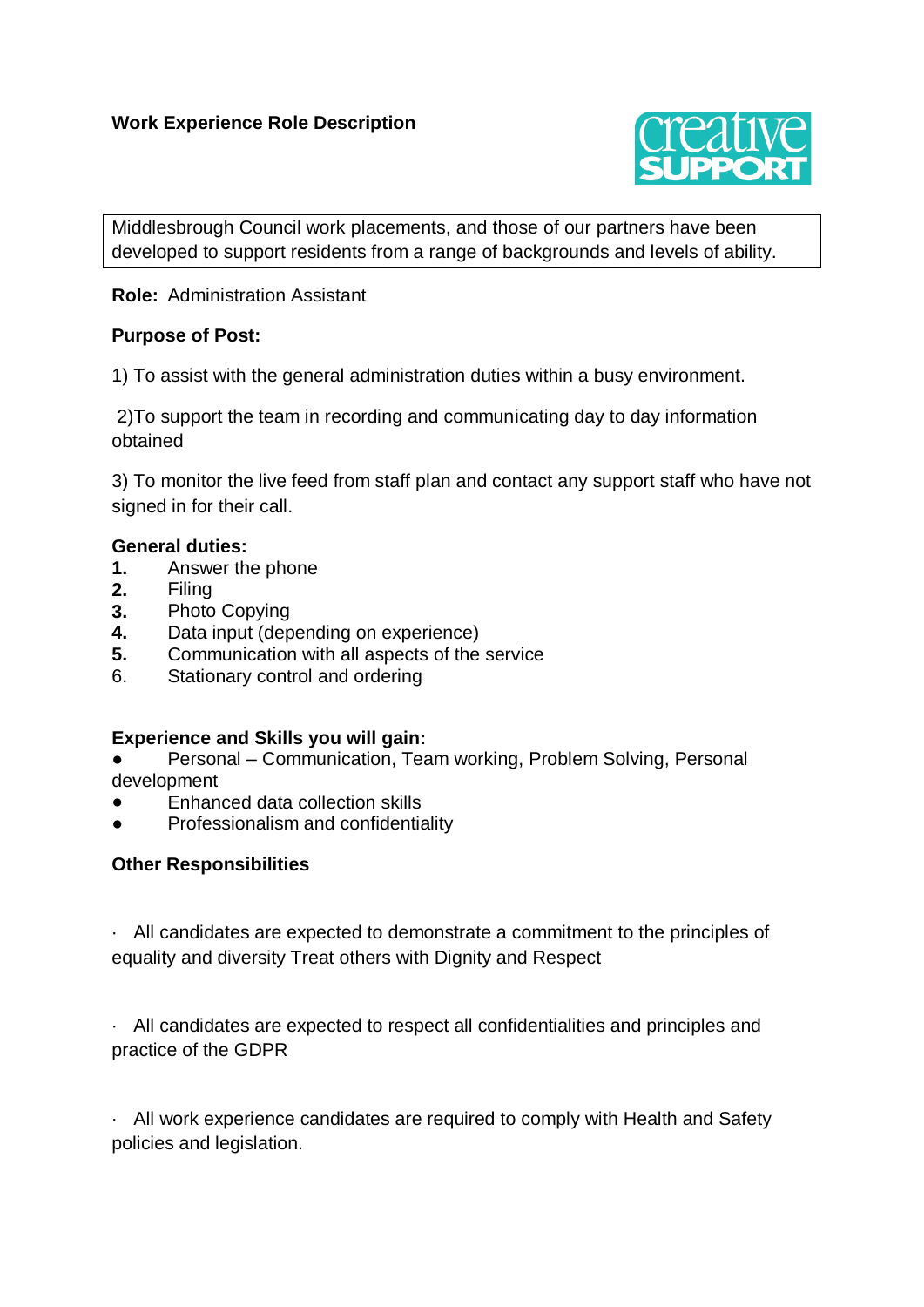# Work Experience Role Description

creative SUPPORT

Middlesbrough Council work placements, and those of our partners have been developed to support residents from a range of backgrounds and levels of ability.

**Role:** Administration Assistant

**Purpose of Post:**

1) To assist with the general administration duties within a busy environment.

2)To support the team in recording and communicating day to day information obtained

3) To monitor the live feed from staff plan and contact any support staff who have not signed in for their call.

**General duties:**

1. Answer the phone
2. Filing
3. Photo Copying
4. Data input (depending on experience)
5. Communication with all aspects of the service
6. Stationary control and ordering

**Experience and Skills you will gain:**

- Personal – Communication, Team working, Problem Solving, Personal development
- Enhanced data collection skills
- Professionalism and confidentiality

**Other Responsibilities**

- All candidates are expected to demonstrate a commitment to the principles of equality and diversity Treat others with Dignity and Respect

- All candidates are expected to respect all confidentialities and principles and practice of the GDPR

- All work experience candidates are required to comply with Health and Safety policies and legislation.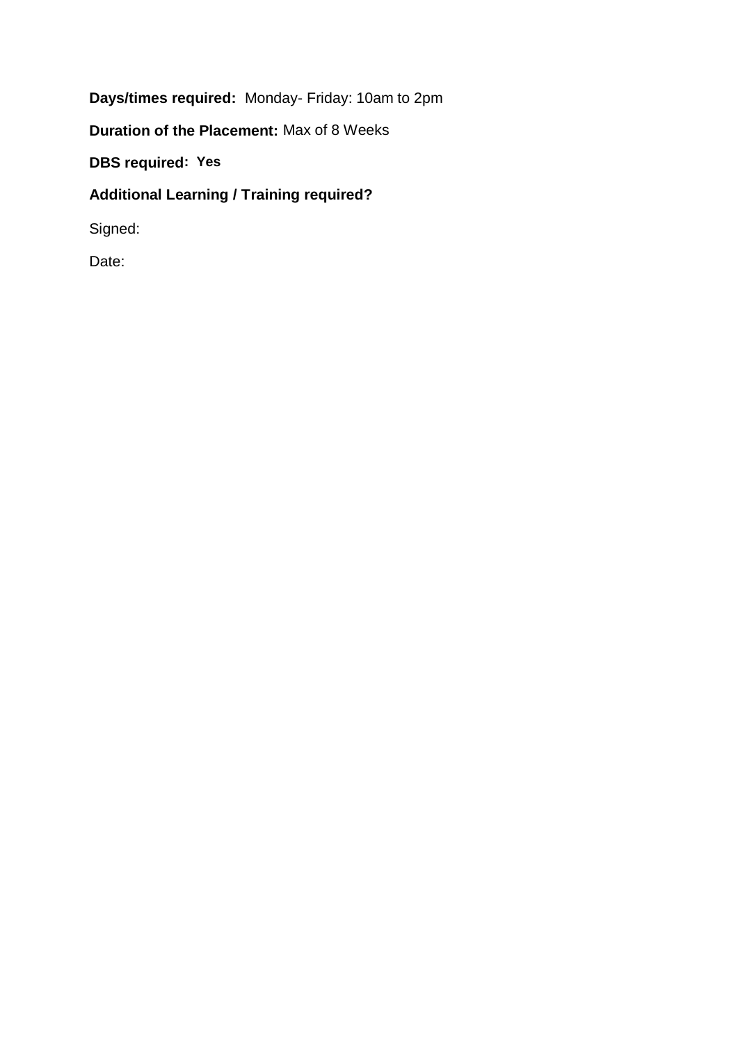**Days/times required:** Monday- Friday: 10am to 2pm

**Duration of the Placement:** Max of 8 Weeks

**DBS required: Yes**

**Additional Learning / Training required?**

Signed:

Date: